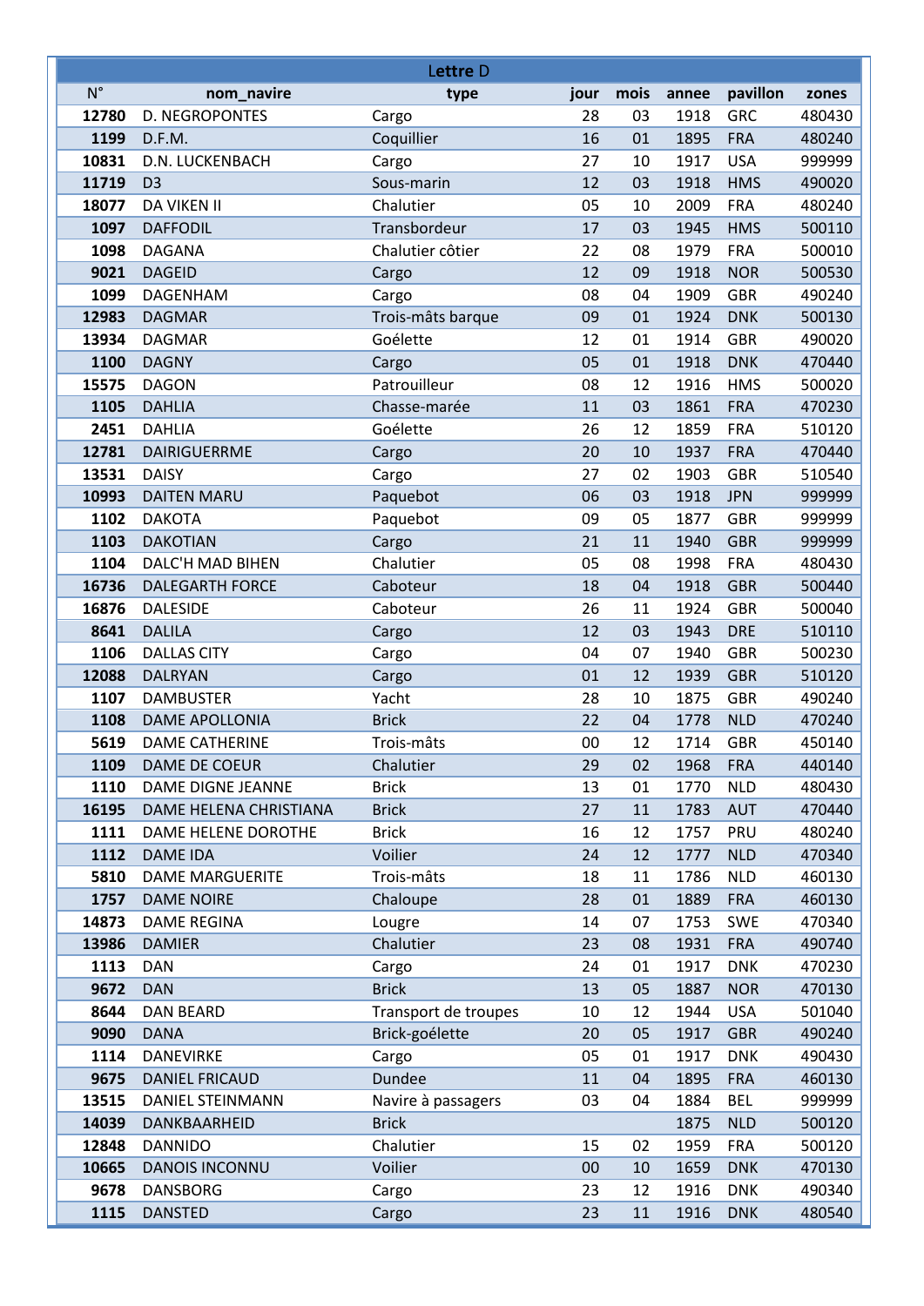| Lettre D | | | | | | | |
|---|---|---|---|---|---|---|---|
| N° | nom_navire | type | jour | mois | annee | pavillon | zones |
| 12780 | D. NEGROPONTES | Cargo | 28 | 03 | 1918 | GRC | 480430 |
| 1199 | D.F.M. | Coquillier | 16 | 01 | 1895 | FRA | 480240 |
| 10831 | D.N. LUCKENBACH | Cargo | 27 | 10 | 1917 | USA | 999999 |
| 11719 | D3 | Sous-marin | 12 | 03 | 1918 | HMS | 490020 |
| 18077 | DA VIKEN II | Chalutier | 05 | 10 | 2009 | FRA | 480240 |
| 1097 | DAFFODIL | Transbordeur | 17 | 03 | 1945 | HMS | 500110 |
| 1098 | DAGANA | Chalutier côtier | 22 | 08 | 1979 | FRA | 500010 |
| 9021 | DAGEID | Cargo | 12 | 09 | 1918 | NOR | 500530 |
| 1099 | DAGENHAM | Cargo | 08 | 04 | 1909 | GBR | 490240 |
| 12983 | DAGMAR | Trois-mâts barque | 09 | 01 | 1924 | DNK | 500130 |
| 13934 | DAGMAR | Goélette | 12 | 01 | 1914 | GBR | 490020 |
| 1100 | DAGNY | Cargo | 05 | 01 | 1918 | DNK | 470440 |
| 15575 | DAGON | Patrouilleur | 08 | 12 | 1916 | HMS | 500020 |
| 1105 | DAHLIA | Chasse-marée | 11 | 03 | 1861 | FRA | 470230 |
| 2451 | DAHLIA | Goélette | 26 | 12 | 1859 | FRA | 510120 |
| 12781 | DAIRIGUERRME | Cargo | 20 | 10 | 1937 | FRA | 470440 |
| 13531 | DAISY | Cargo | 27 | 02 | 1903 | GBR | 510540 |
| 10993 | DAITEN MARU | Paquebot | 06 | 03 | 1918 | JPN | 999999 |
| 1102 | DAKOTA | Paquebot | 09 | 05 | 1877 | GBR | 999999 |
| 1103 | DAKOTIAN | Cargo | 21 | 11 | 1940 | GBR | 999999 |
| 1104 | DALC'H MAD BIHEN | Chalutier | 05 | 08 | 1998 | FRA | 480430 |
| 16736 | DALEGARTH FORCE | Caboteur | 18 | 04 | 1918 | GBR | 500440 |
| 16876 | DALESIDE | Caboteur | 26 | 11 | 1924 | GBR | 500040 |
| 8641 | DALILA | Cargo | 12 | 03 | 1943 | DRE | 510110 |
| 1106 | DALLAS CITY | Cargo | 04 | 07 | 1940 | GBR | 500230 |
| 12088 | DALRYAN | Cargo | 01 | 12 | 1939 | GBR | 510120 |
| 1107 | DAMBUSTER | Yacht | 28 | 10 | 1875 | GBR | 490240 |
| 1108 | DAME APOLLONIA | Brick | 22 | 04 | 1778 | NLD | 470240 |
| 5619 | DAME CATHERINE | Trois-mâts | 00 | 12 | 1714 | GBR | 450140 |
| 1109 | DAME DE COEUR | Chalutier | 29 | 02 | 1968 | FRA | 440140 |
| 1110 | DAME DIGNE JEANNE | Brick | 13 | 01 | 1770 | NLD | 480430 |
| 16195 | DAME HELENA CHRISTIANA | Brick | 27 | 11 | 1783 | AUT | 470440 |
| 1111 | DAME HELENE DOROTHE | Brick | 16 | 12 | 1757 | PRU | 480240 |
| 1112 | DAME IDA | Voilier | 24 | 12 | 1777 | NLD | 470340 |
| 5810 | DAME MARGUERITE | Trois-mâts | 18 | 11 | 1786 | NLD | 460130 |
| 1757 | DAME NOIRE | Chaloupe | 28 | 01 | 1889 | FRA | 460130 |
| 14873 | DAME REGINA | Lougre | 14 | 07 | 1753 | SWE | 470340 |
| 13986 | DAMIER | Chalutier | 23 | 08 | 1931 | FRA | 490740 |
| 1113 | DAN | Cargo | 24 | 01 | 1917 | DNK | 470230 |
| 9672 | DAN | Brick | 13 | 05 | 1887 | NOR | 470130 |
| 8644 | DAN BEARD | Transport de troupes | 10 | 12 | 1944 | USA | 501040 |
| 9090 | DANA | Brick-goélette | 20 | 05 | 1917 | GBR | 490240 |
| 1114 | DANEVIRKE | Cargo | 05 | 01 | 1917 | DNK | 490430 |
| 9675 | DANIEL FRICAUD | Dundee | 11 | 04 | 1895 | FRA | 460130 |
| 13515 | DANIEL STEINMANN | Navire à passagers | 03 | 04 | 1884 | BEL | 999999 |
| 14039 | DANKBAARHEID | Brick | | | 1875 | NLD | 500120 |
| 12848 | DANNIDO | Chalutier | 15 | 02 | 1959 | FRA | 500120 |
| 10665 | DANOIS INCONNU | Voilier | 00 | 10 | 1659 | DNK | 470130 |
| 9678 | DANSBORG | Cargo | 23 | 12 | 1916 | DNK | 490340 |
| 1115 | DANSTED | Cargo | 23 | 11 | 1916 | DNK | 480540 |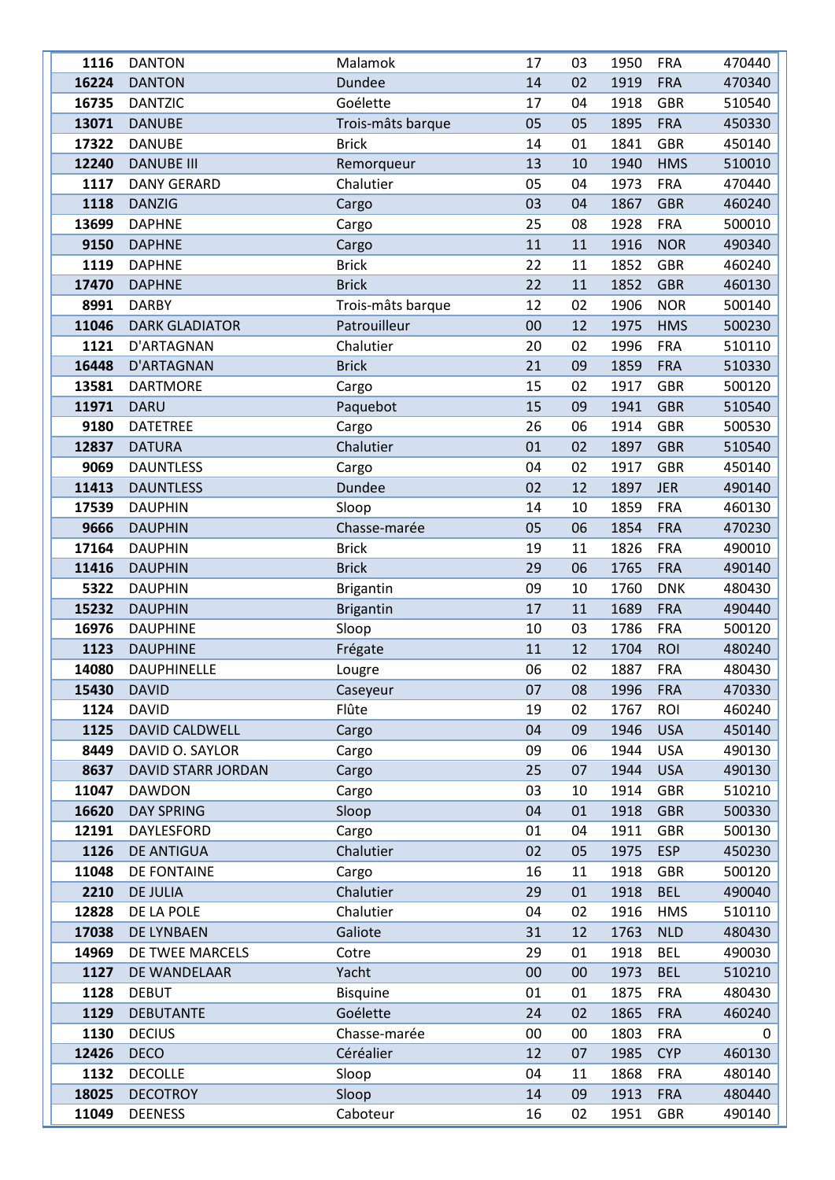| 1116 | DANTON | Malamok | 17 | 03 | 1950 | FRA | 470440 |
|---|---|---|---|---|---|---|---|
| 16224 | DANTON | Dundee | 14 | 02 | 1919 | FRA | 470340 |
| 16735 | DANTZIC | Goélette | 17 | 04 | 1918 | GBR | 510540 |
| 13071 | DANUBE | Trois-mâts barque | 05 | 05 | 1895 | FRA | 450330 |
| 17322 | DANUBE | Brick | 14 | 01 | 1841 | GBR | 450140 |
| 12240 | DANUBE III | Remorqueur | 13 | 10 | 1940 | HMS | 510010 |
| 1117 | DANY GERARD | Chalutier | 05 | 04 | 1973 | FRA | 470440 |
| 1118 | DANZIG | Cargo | 03 | 04 | 1867 | GBR | 460240 |
| 13699 | DAPHNE | Cargo | 25 | 08 | 1928 | FRA | 500010 |
| 9150 | DAPHNE | Cargo | 11 | 11 | 1916 | NOR | 490340 |
| 1119 | DAPHNE | Brick | 22 | 11 | 1852 | GBR | 460240 |
| 17470 | DAPHNE | Brick | 22 | 11 | 1852 | GBR | 460130 |
| 8991 | DARBY | Trois-mâts barque | 12 | 02 | 1906 | NOR | 500140 |
| 11046 | DARK GLADIATOR | Patrouilleur | 00 | 12 | 1975 | HMS | 500230 |
| 1121 | D'ARTAGNAN | Chalutier | 20 | 02 | 1996 | FRA | 510110 |
| 16448 | D'ARTAGNAN | Brick | 21 | 09 | 1859 | FRA | 510330 |
| 13581 | DARTMORE | Cargo | 15 | 02 | 1917 | GBR | 500120 |
| 11971 | DARU | Paquebot | 15 | 09 | 1941 | GBR | 510540 |
| 9180 | DATETREE | Cargo | 26 | 06 | 1914 | GBR | 500530 |
| 12837 | DATURA | Chalutier | 01 | 02 | 1897 | GBR | 510540 |
| 9069 | DAUNTLESS | Cargo | 04 | 02 | 1917 | GBR | 450140 |
| 11413 | DAUNTLESS | Dundee | 02 | 12 | 1897 | JER | 490140 |
| 17539 | DAUPHIN | Sloop | 14 | 10 | 1859 | FRA | 460130 |
| 9666 | DAUPHIN | Chasse-marée | 05 | 06 | 1854 | FRA | 470230 |
| 17164 | DAUPHIN | Brick | 19 | 11 | 1826 | FRA | 490010 |
| 11416 | DAUPHIN | Brick | 29 | 06 | 1765 | FRA | 490140 |
| 5322 | DAUPHIN | Brigantin | 09 | 10 | 1760 | DNK | 480430 |
| 15232 | DAUPHIN | Brigantin | 17 | 11 | 1689 | FRA | 490440 |
| 16976 | DAUPHINE | Sloop | 10 | 03 | 1786 | FRA | 500120 |
| 1123 | DAUPHINE | Frégate | 11 | 12 | 1704 | ROI | 480240 |
| 14080 | DAUPHINELLE | Lougre | 06 | 02 | 1887 | FRA | 480430 |
| 15430 | DAVID | Caseyeur | 07 | 08 | 1996 | FRA | 470330 |
| 1124 | DAVID | Flûte | 19 | 02 | 1767 | ROI | 460240 |
| 1125 | DAVID CALDWELL | Cargo | 04 | 09 | 1946 | USA | 450140 |
| 8449 | DAVID O. SAYLOR | Cargo | 09 | 06 | 1944 | USA | 490130 |
| 8637 | DAVID STARR JORDAN | Cargo | 25 | 07 | 1944 | USA | 490130 |
| 11047 | DAWDON | Cargo | 03 | 10 | 1914 | GBR | 510210 |
| 16620 | DAY SPRING | Sloop | 04 | 01 | 1918 | GBR | 500330 |
| 12191 | DAYLESFORD | Cargo | 01 | 04 | 1911 | GBR | 500130 |
| 1126 | DE ANTIGUA | Chalutier | 02 | 05 | 1975 | ESP | 450230 |
| 11048 | DE FONTAINE | Cargo | 16 | 11 | 1918 | GBR | 500120 |
| 2210 | DE JULIA | Chalutier | 29 | 01 | 1918 | BEL | 490040 |
| 12828 | DE LA POLE | Chalutier | 04 | 02 | 1916 | HMS | 510110 |
| 17038 | DE LYNBAEN | Galiote | 31 | 12 | 1763 | NLD | 480430 |
| 14969 | DE TWEE MARCELS | Cotre | 29 | 01 | 1918 | BEL | 490030 |
| 1127 | DE WANDELAAR | Yacht | 00 | 00 | 1973 | BEL | 510210 |
| 1128 | DEBUT | Bisquine | 01 | 01 | 1875 | FRA | 480430 |
| 1129 | DEBUTANTE | Goélette | 24 | 02 | 1865 | FRA | 460240 |
| 1130 | DECIUS | Chasse-marée | 00 | 00 | 1803 | FRA | 0 |
| 12426 | DECO | Céréalier | 12 | 07 | 1985 | CYP | 460130 |
| 1132 | DECOLLE | Sloop | 04 | 11 | 1868 | FRA | 480140 |
| 18025 | DECOTROY | Sloop | 14 | 09 | 1913 | FRA | 480440 |
| 11049 | DEENESS | Caboteur | 16 | 02 | 1951 | GBR | 490140 |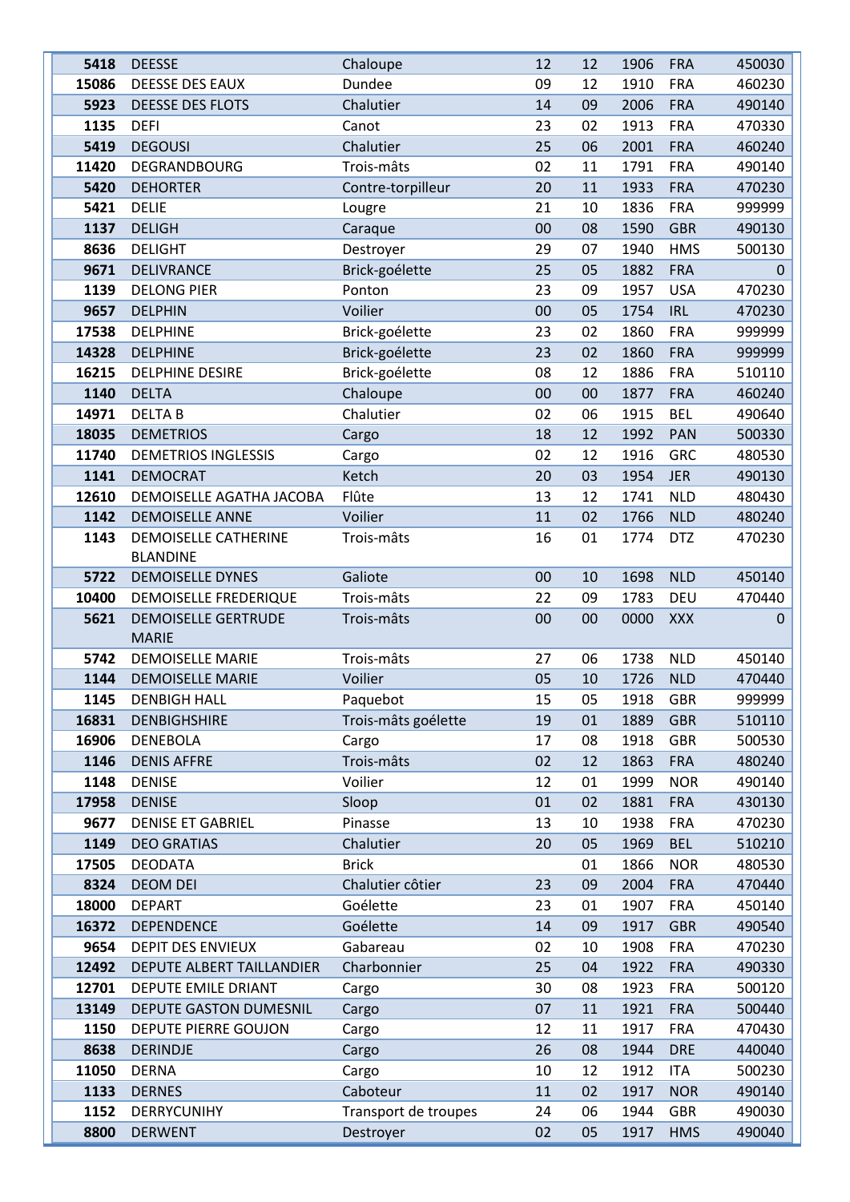| | | | | | | | |
|---|---|---|---|---|---|---|---|
| **5418** | DEESSE | Chaloupe | 12 | 12 | 1906 | FRA | 450030 |
| **15086** | DEESSE DES EAUX | Dundee | 09 | 12 | 1910 | FRA | 460230 |
| **5923** | DEESSE DES FLOTS | Chalutier | 14 | 09 | 2006 | FRA | 490140 |
| **1135** | DEFI | Canot | 23 | 02 | 1913 | FRA | 470330 |
| **5419** | DEGOUSI | Chalutier | 25 | 06 | 2001 | FRA | 460240 |
| **11420** | DEGRANDBOURG | Trois-mâts | 02 | 11 | 1791 | FRA | 490140 |
| **5420** | DEHORTER | Contre-torpilleur | 20 | 11 | 1933 | FRA | 470230 |
| **5421** | DELIE | Lougre | 21 | 10 | 1836 | FRA | 999999 |
| **1137** | DELIGH | Caraque | 00 | 08 | 1590 | GBR | 490130 |
| **8636** | DELIGHT | Destroyer | 29 | 07 | 1940 | HMS | 500130 |
| **9671** | DELIVRANCE | Brick-goélette | 25 | 05 | 1882 | FRA | 0 |
| **1139** | DELONG PIER | Ponton | 23 | 09 | 1957 | USA | 470230 |
| **9657** | DELPHIN | Voilier | 00 | 05 | 1754 | IRL | 470230 |
| **17538** | DELPHINE | Brick-goélette | 23 | 02 | 1860 | FRA | 999999 |
| **14328** | DELPHINE | Brick-goélette | 23 | 02 | 1860 | FRA | 999999 |
| **16215** | DELPHINE DESIRE | Brick-goélette | 08 | 12 | 1886 | FRA | 510110 |
| **1140** | DELTA | Chaloupe | 00 | 00 | 1877 | FRA | 460240 |
| **14971** | DELTA B | Chalutier | 02 | 06 | 1915 | BEL | 490640 |
| **18035** | DEMETRIOS | Cargo | 18 | 12 | 1992 | PAN | 500330 |
| **11740** | DEMETRIOS INGLESSIS | Cargo | 02 | 12 | 1916 | GRC | 480530 |
| **1141** | DEMOCRAT | Ketch | 20 | 03 | 1954 | JER | 490130 |
| **12610** | DEMOISELLE AGATHA JACOBA | Flûte | 13 | 12 | 1741 | NLD | 480430 |
| **1142** | DEMOISELLE ANNE | Voilier | 11 | 02 | 1766 | NLD | 480240 |
| **1143** | DEMOISELLE CATHERINE BLANDINE | Trois-mâts | 16 | 01 | 1774 | DTZ | 470230 |
| **5722** | DEMOISELLE DYNES | Galiote | 00 | 10 | 1698 | NLD | 450140 |
| **10400** | DEMOISELLE FREDERIQUE | Trois-mâts | 22 | 09 | 1783 | DEU | 470440 |
| **5621** | DEMOISELLE GERTRUDE MARIE | Trois-mâts | 00 | 00 | 0000 | XXX | 0 |
| **5742** | DEMOISELLE MARIE | Trois-mâts | 27 | 06 | 1738 | NLD | 450140 |
| **1144** | DEMOISELLE MARIE | Voilier | 05 | 10 | 1726 | NLD | 470440 |
| **1145** | DENBIGH HALL | Paquebot | 15 | 05 | 1918 | GBR | 999999 |
| **16831** | DENBIGHSHIRE | Trois-mâts goélette | 19 | 01 | 1889 | GBR | 510110 |
| **16906** | DENEBOLA | Cargo | 17 | 08 | 1918 | GBR | 500530 |
| **1146** | DENIS AFFRE | Trois-mâts | 02 | 12 | 1863 | FRA | 480240 |
| **1148** | DENISE | Voilier | 12 | 01 | 1999 | NOR | 490140 |
| **17958** | DENISE | Sloop | 01 | 02 | 1881 | FRA | 430130 |
| **9677** | DENISE ET GABRIEL | Pinasse | 13 | 10 | 1938 | FRA | 470230 |
| **1149** | DEO GRATIAS | Chalutier | 20 | 05 | 1969 | BEL | 510210 |
| **17505** | DEODATA | Brick | | 01 | 1866 | NOR | 480530 |
| **8324** | DEOM DEI | Chalutier côtier | 23 | 09 | 2004 | FRA | 470440 |
| **18000** | DEPART | Goélette | 23 | 01 | 1907 | FRA | 450140 |
| **16372** | DEPENDENCE | Goélette | 14 | 09 | 1917 | GBR | 490540 |
| **9654** | DEPIT DES ENVIEUX | Gabareau | 02 | 10 | 1908 | FRA | 470230 |
| **12492** | DEPUTE ALBERT TAILLANDIER | Charbonnier | 25 | 04 | 1922 | FRA | 490330 |
| **12701** | DEPUTE EMILE DRIANT | Cargo | 30 | 08 | 1923 | FRA | 500120 |
| **13149** | DEPUTE GASTON DUMESNIL | Cargo | 07 | 11 | 1921 | FRA | 500440 |
| **1150** | DEPUTE PIERRE GOUJON | Cargo | 12 | 11 | 1917 | FRA | 470430 |
| **8638** | DERINDJE | Cargo | 26 | 08 | 1944 | DRE | 440040 |
| **11050** | DERNA | Cargo | 10 | 12 | 1912 | ITA | 500230 |
| **1133** | DERNES | Caboteur | 11 | 02 | 1917 | NOR | 490140 |
| **1152** | DERRYCUNIHY | Transport de troupes | 24 | 06 | 1944 | GBR | 490030 |
| **8800** | DERWENT | Destroyer | 02 | 05 | 1917 | HMS | 490040 |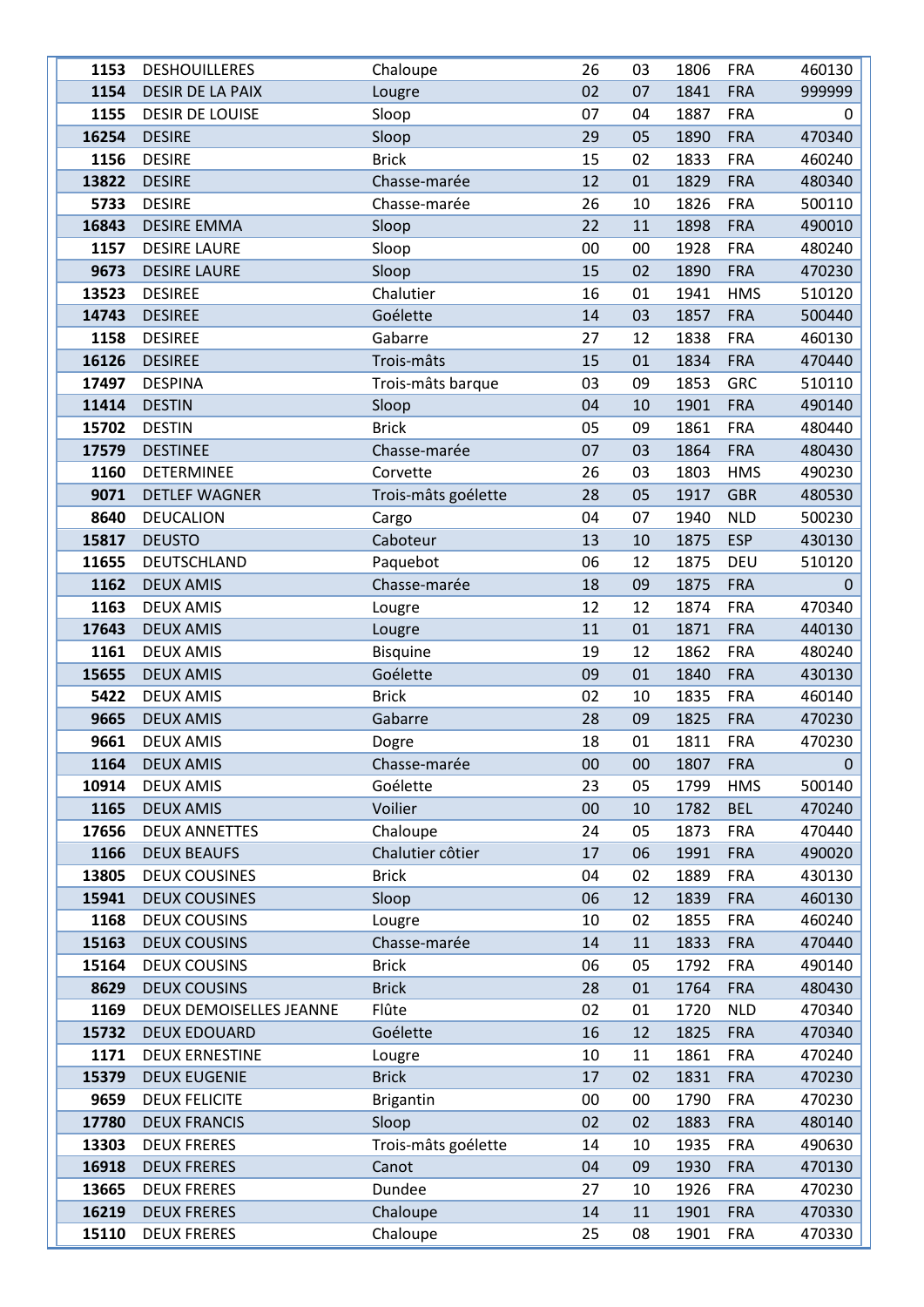| | | | | | | | |
|---|---|---|---|---|---|---|---|
| 1153 | DESHOUILLERES | Chaloupe | 26 | 03 | 1806 | FRA | 460130 |
| 1154 | DESIR DE LA PAIX | Lougre | 02 | 07 | 1841 | FRA | 999999 |
| 1155 | DESIR DE LOUISE | Sloop | 07 | 04 | 1887 | FRA | 0 |
| 16254 | DESIRE | Sloop | 29 | 05 | 1890 | FRA | 470340 |
| 1156 | DESIRE | Brick | 15 | 02 | 1833 | FRA | 460240 |
| 13822 | DESIRE | Chasse-marée | 12 | 01 | 1829 | FRA | 480340 |
| 5733 | DESIRE | Chasse-marée | 26 | 10 | 1826 | FRA | 500110 |
| 16843 | DESIRE EMMA | Sloop | 22 | 11 | 1898 | FRA | 490010 |
| 1157 | DESIRE LAURE | Sloop | 00 | 00 | 1928 | FRA | 480240 |
| 9673 | DESIRE LAURE | Sloop | 15 | 02 | 1890 | FRA | 470230 |
| 13523 | DESIREE | Chalutier | 16 | 01 | 1941 | HMS | 510120 |
| 14743 | DESIREE | Goélette | 14 | 03 | 1857 | FRA | 500440 |
| 1158 | DESIREE | Gabarre | 27 | 12 | 1838 | FRA | 460130 |
| 16126 | DESIREE | Trois-mâts | 15 | 01 | 1834 | FRA | 470440 |
| 17497 | DESPINA | Trois-mâts barque | 03 | 09 | 1853 | GRC | 510110 |
| 11414 | DESTIN | Sloop | 04 | 10 | 1901 | FRA | 490140 |
| 15702 | DESTIN | Brick | 05 | 09 | 1861 | FRA | 480440 |
| 17579 | DESTINEE | Chasse-marée | 07 | 03 | 1864 | FRA | 480430 |
| 1160 | DETERMINEE | Corvette | 26 | 03 | 1803 | HMS | 490230 |
| 9071 | DETLEF WAGNER | Trois-mâts goélette | 28 | 05 | 1917 | GBR | 480530 |
| 8640 | DEUCALION | Cargo | 04 | 07 | 1940 | NLD | 500230 |
| 15817 | DEUSTO | Caboteur | 13 | 10 | 1875 | ESP | 430130 |
| 11655 | DEUTSCHLAND | Paquebot | 06 | 12 | 1875 | DEU | 510120 |
| 1162 | DEUX AMIS | Chasse-marée | 18 | 09 | 1875 | FRA | 0 |
| 1163 | DEUX AMIS | Lougre | 12 | 12 | 1874 | FRA | 470340 |
| 17643 | DEUX AMIS | Lougre | 11 | 01 | 1871 | FRA | 440130 |
| 1161 | DEUX AMIS | Bisquine | 19 | 12 | 1862 | FRA | 480240 |
| 15655 | DEUX AMIS | Goélette | 09 | 01 | 1840 | FRA | 430130 |
| 5422 | DEUX AMIS | Brick | 02 | 10 | 1835 | FRA | 460140 |
| 9665 | DEUX AMIS | Gabarre | 28 | 09 | 1825 | FRA | 470230 |
| 9661 | DEUX AMIS | Dogre | 18 | 01 | 1811 | FRA | 470230 |
| 1164 | DEUX AMIS | Chasse-marée | 00 | 00 | 1807 | FRA | 0 |
| 10914 | DEUX AMIS | Goélette | 23 | 05 | 1799 | HMS | 500140 |
| 1165 | DEUX AMIS | Voilier | 00 | 10 | 1782 | BEL | 470240 |
| 17656 | DEUX ANNETTES | Chaloupe | 24 | 05 | 1873 | FRA | 470440 |
| 1166 | DEUX BEAUFS | Chalutier côtier | 17 | 06 | 1991 | FRA | 490020 |
| 13805 | DEUX COUSINES | Brick | 04 | 02 | 1889 | FRA | 430130 |
| 15941 | DEUX COUSINES | Sloop | 06 | 12 | 1839 | FRA | 460130 |
| 1168 | DEUX COUSINS | Lougre | 10 | 02 | 1855 | FRA | 460240 |
| 15163 | DEUX COUSINS | Chasse-marée | 14 | 11 | 1833 | FRA | 470440 |
| 15164 | DEUX COUSINS | Brick | 06 | 05 | 1792 | FRA | 490140 |
| 8629 | DEUX COUSINS | Brick | 28 | 01 | 1764 | FRA | 480430 |
| 1169 | DEUX DEMOISELLES JEANNE | Flûte | 02 | 01 | 1720 | NLD | 470340 |
| 15732 | DEUX EDOUARD | Goélette | 16 | 12 | 1825 | FRA | 470340 |
| 1171 | DEUX ERNESTINE | Lougre | 10 | 11 | 1861 | FRA | 470240 |
| 15379 | DEUX EUGENIE | Brick | 17 | 02 | 1831 | FRA | 470230 |
| 9659 | DEUX FELICITE | Brigantin | 00 | 00 | 1790 | FRA | 470230 |
| 17780 | DEUX FRANCIS | Sloop | 02 | 02 | 1883 | FRA | 480140 |
| 13303 | DEUX FRERES | Trois-mâts goélette | 14 | 10 | 1935 | FRA | 490630 |
| 16918 | DEUX FRERES | Canot | 04 | 09 | 1930 | FRA | 470130 |
| 13665 | DEUX FRERES | Dundee | 27 | 10 | 1926 | FRA | 470230 |
| 16219 | DEUX FRERES | Chaloupe | 14 | 11 | 1901 | FRA | 470330 |
| 15110 | DEUX FRERES | Chaloupe | 25 | 08 | 1901 | FRA | 470330 |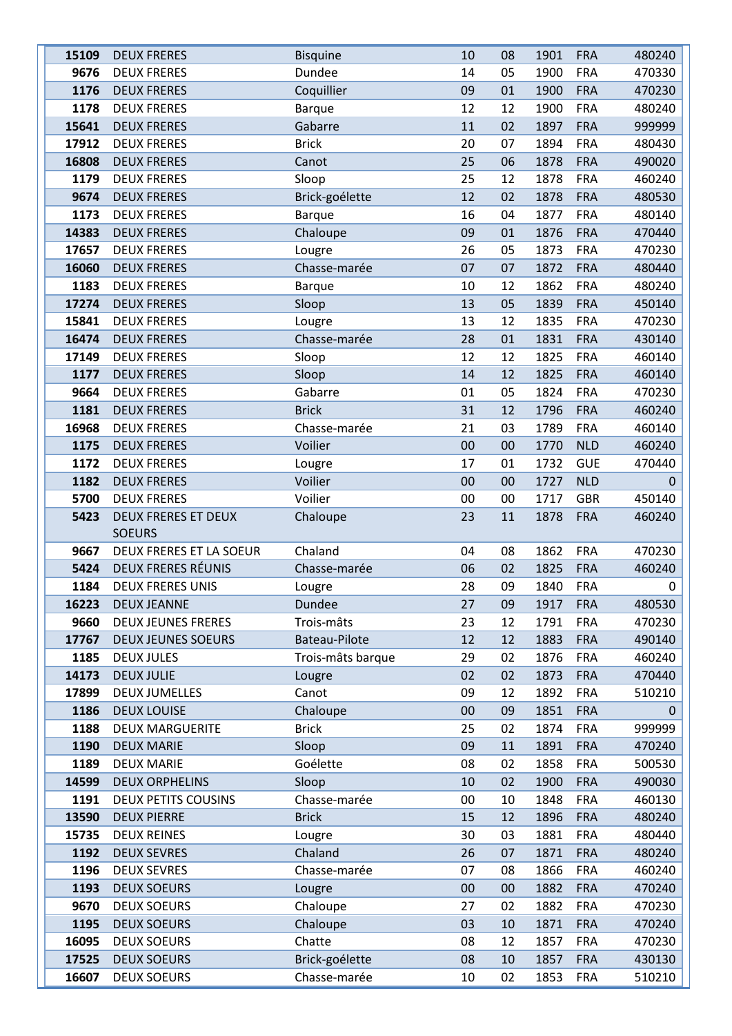| | | | | | | | |
|---|---|---|---|---|---|---|---|
| 15109 | DEUX FRERES | Bisquine | 10 | 08 | 1901 | FRA | 480240 |
| 9676 | DEUX FRERES | Dundee | 14 | 05 | 1900 | FRA | 470330 |
| 1176 | DEUX FRERES | Coquillier | 09 | 01 | 1900 | FRA | 470230 |
| 1178 | DEUX FRERES | Barque | 12 | 12 | 1900 | FRA | 480240 |
| 15641 | DEUX FRERES | Gabarre | 11 | 02 | 1897 | FRA | 999999 |
| 17912 | DEUX FRERES | Brick | 20 | 07 | 1894 | FRA | 480430 |
| 16808 | DEUX FRERES | Canot | 25 | 06 | 1878 | FRA | 490020 |
| 1179 | DEUX FRERES | Sloop | 25 | 12 | 1878 | FRA | 460240 |
| 9674 | DEUX FRERES | Brick-goélette | 12 | 02 | 1878 | FRA | 480530 |
| 1173 | DEUX FRERES | Barque | 16 | 04 | 1877 | FRA | 480140 |
| 14383 | DEUX FRERES | Chaloupe | 09 | 01 | 1876 | FRA | 470440 |
| 17657 | DEUX FRERES | Lougre | 26 | 05 | 1873 | FRA | 470230 |
| 16060 | DEUX FRERES | Chasse-marée | 07 | 07 | 1872 | FRA | 480440 |
| 1183 | DEUX FRERES | Barque | 10 | 12 | 1862 | FRA | 480240 |
| 17274 | DEUX FRERES | Sloop | 13 | 05 | 1839 | FRA | 450140 |
| 15841 | DEUX FRERES | Lougre | 13 | 12 | 1835 | FRA | 470230 |
| 16474 | DEUX FRERES | Chasse-marée | 28 | 01 | 1831 | FRA | 430140 |
| 17149 | DEUX FRERES | Sloop | 12 | 12 | 1825 | FRA | 460140 |
| 1177 | DEUX FRERES | Sloop | 14 | 12 | 1825 | FRA | 460140 |
| 9664 | DEUX FRERES | Gabarre | 01 | 05 | 1824 | FRA | 470230 |
| 1181 | DEUX FRERES | Brick | 31 | 12 | 1796 | FRA | 460240 |
| 16968 | DEUX FRERES | Chasse-marée | 21 | 03 | 1789 | FRA | 460140 |
| 1175 | DEUX FRERES | Voilier | 00 | 00 | 1770 | NLD | 460240 |
| 1172 | DEUX FRERES | Lougre | 17 | 01 | 1732 | GUE | 470440 |
| 1182 | DEUX FRERES | Voilier | 00 | 00 | 1727 | NLD | 0 |
| 5700 | DEUX FRERES | Voilier | 00 | 00 | 1717 | GBR | 450140 |
| 5423 | DEUX FRERES ET DEUX SOEURS | Chaloupe | 23 | 11 | 1878 | FRA | 460240 |
| 9667 | DEUX FRERES ET LA SOEUR | Chaland | 04 | 08 | 1862 | FRA | 470230 |
| 5424 | DEUX FRERES RÉUNIS | Chasse-marée | 06 | 02 | 1825 | FRA | 460240 |
| 1184 | DEUX FRERES UNIS | Lougre | 28 | 09 | 1840 | FRA | 0 |
| 16223 | DEUX JEANNE | Dundee | 27 | 09 | 1917 | FRA | 480530 |
| 9660 | DEUX JEUNES FRERES | Trois-mâts | 23 | 12 | 1791 | FRA | 470230 |
| 17767 | DEUX JEUNES SOEURS | Bateau-Pilote | 12 | 12 | 1883 | FRA | 490140 |
| 1185 | DEUX JULES | Trois-mâts barque | 29 | 02 | 1876 | FRA | 460240 |
| 14173 | DEUX JULIE | Lougre | 02 | 02 | 1873 | FRA | 470440 |
| 17899 | DEUX JUMELLES | Canot | 09 | 12 | 1892 | FRA | 510210 |
| 1186 | DEUX LOUISE | Chaloupe | 00 | 09 | 1851 | FRA | 0 |
| 1188 | DEUX MARGUERITE | Brick | 25 | 02 | 1874 | FRA | 999999 |
| 1190 | DEUX MARIE | Sloop | 09 | 11 | 1891 | FRA | 470240 |
| 1189 | DEUX MARIE | Goélette | 08 | 02 | 1858 | FRA | 500530 |
| 14599 | DEUX ORPHELINS | Sloop | 10 | 02 | 1900 | FRA | 490030 |
| 1191 | DEUX PETITS COUSINS | Chasse-marée | 00 | 10 | 1848 | FRA | 460130 |
| 13590 | DEUX PIERRE | Brick | 15 | 12 | 1896 | FRA | 480240 |
| 15735 | DEUX REINES | Lougre | 30 | 03 | 1881 | FRA | 480440 |
| 1192 | DEUX SEVRES | Chaland | 26 | 07 | 1871 | FRA | 480240 |
| 1196 | DEUX SEVRES | Chasse-marée | 07 | 08 | 1866 | FRA | 460240 |
| 1193 | DEUX SOEURS | Lougre | 00 | 00 | 1882 | FRA | 470240 |
| 9670 | DEUX SOEURS | Chaloupe | 27 | 02 | 1882 | FRA | 470230 |
| 1195 | DEUX SOEURS | Chaloupe | 03 | 10 | 1871 | FRA | 470240 |
| 16095 | DEUX SOEURS | Chatte | 08 | 12 | 1857 | FRA | 470230 |
| 17525 | DEUX SOEURS | Brick-goélette | 08 | 10 | 1857 | FRA | 430130 |
| 16607 | DEUX SOEURS | Chasse-marée | 10 | 02 | 1853 | FRA | 510210 |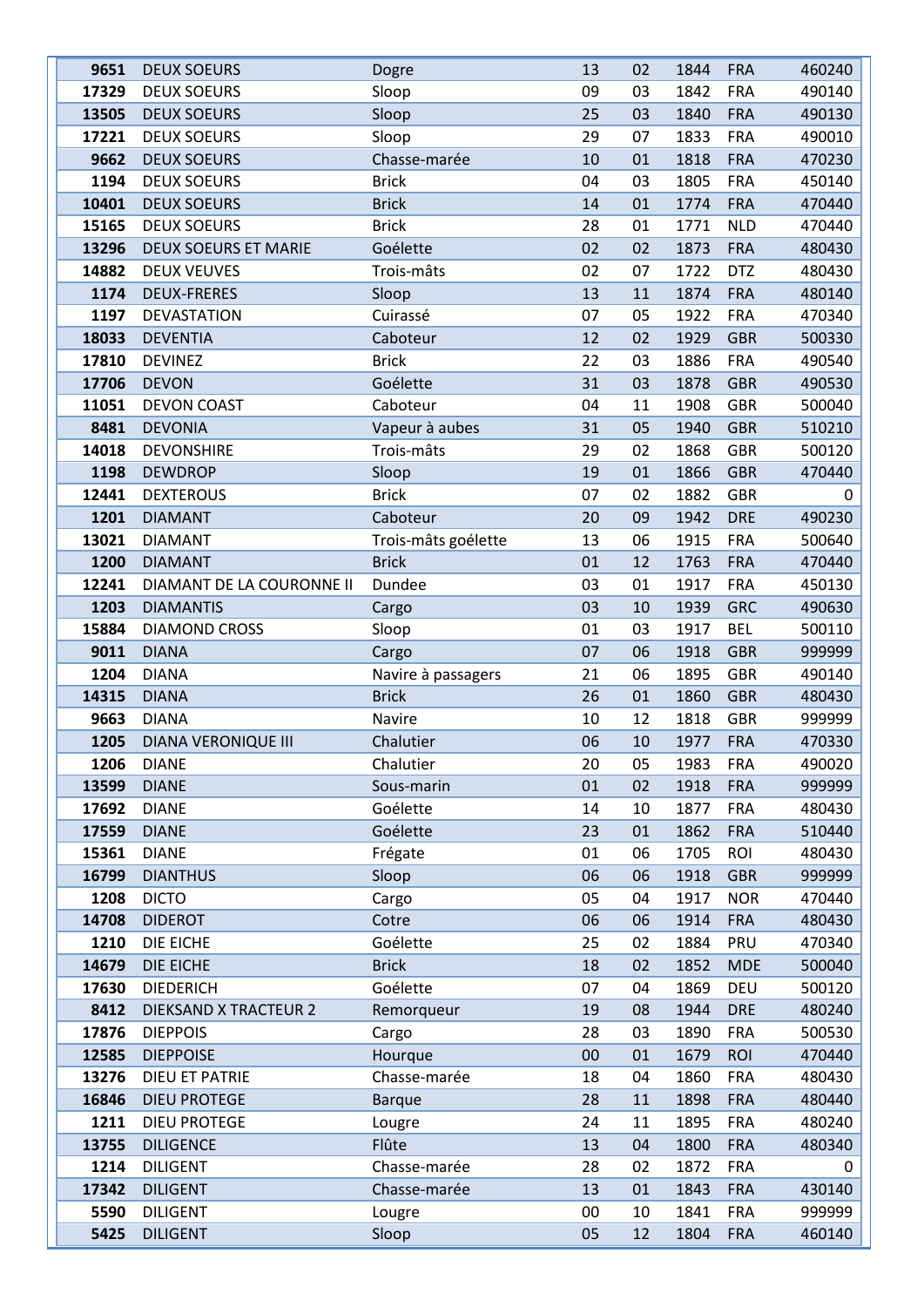| | | | | | | | |
|---|---|---|---|---|---|---|---|
| 9651 | DEUX SOEURS | Dogre | 13 | 02 | 1844 | FRA | 460240 |
| 17329 | DEUX SOEURS | Sloop | 09 | 03 | 1842 | FRA | 490140 |
| 13505 | DEUX SOEURS | Sloop | 25 | 03 | 1840 | FRA | 490130 |
| 17221 | DEUX SOEURS | Sloop | 29 | 07 | 1833 | FRA | 490010 |
| 9662 | DEUX SOEURS | Chasse-marée | 10 | 01 | 1818 | FRA | 470230 |
| 1194 | DEUX SOEURS | Brick | 04 | 03 | 1805 | FRA | 450140 |
| 10401 | DEUX SOEURS | Brick | 14 | 01 | 1774 | FRA | 470440 |
| 15165 | DEUX SOEURS | Brick | 28 | 01 | 1771 | NLD | 470440 |
| 13296 | DEUX SOEURS ET MARIE | Goélette | 02 | 02 | 1873 | FRA | 480430 |
| 14882 | DEUX VEUVES | Trois-mâts | 02 | 07 | 1722 | DTZ | 480430 |
| 1174 | DEUX-FRERES | Sloop | 13 | 11 | 1874 | FRA | 480140 |
| 1197 | DEVASTATION | Cuirassé | 07 | 05 | 1922 | FRA | 470340 |
| 18033 | DEVENTIA | Caboteur | 12 | 02 | 1929 | GBR | 500330 |
| 17810 | DEVINEZ | Brick | 22 | 03 | 1886 | FRA | 490540 |
| 17706 | DEVON | Goélette | 31 | 03 | 1878 | GBR | 490530 |
| 11051 | DEVON COAST | Caboteur | 04 | 11 | 1908 | GBR | 500040 |
| 8481 | DEVONIA | Vapeur à aubes | 31 | 05 | 1940 | GBR | 510210 |
| 14018 | DEVONSHIRE | Trois-mâts | 29 | 02 | 1868 | GBR | 500120 |
| 1198 | DEWDROP | Sloop | 19 | 01 | 1866 | GBR | 470440 |
| 12441 | DEXTEROUS | Brick | 07 | 02 | 1882 | GBR | 0 |
| 1201 | DIAMANT | Caboteur | 20 | 09 | 1942 | DRE | 490230 |
| 13021 | DIAMANT | Trois-mâts goélette | 13 | 06 | 1915 | FRA | 500640 |
| 1200 | DIAMANT | Brick | 01 | 12 | 1763 | FRA | 470440 |
| 12241 | DIAMANT DE LA COURONNE II | Dundee | 03 | 01 | 1917 | FRA | 450130 |
| 1203 | DIAMANTIS | Cargo | 03 | 10 | 1939 | GRC | 490630 |
| 15884 | DIAMOND CROSS | Sloop | 01 | 03 | 1917 | BEL | 500110 |
| 9011 | DIANA | Cargo | 07 | 06 | 1918 | GBR | 999999 |
| 1204 | DIANA | Navire à passagers | 21 | 06 | 1895 | GBR | 490140 |
| 14315 | DIANA | Brick | 26 | 01 | 1860 | GBR | 480430 |
| 9663 | DIANA | Navire | 10 | 12 | 1818 | GBR | 999999 |
| 1205 | DIANA VERONIQUE III | Chalutier | 06 | 10 | 1977 | FRA | 470330 |
| 1206 | DIANE | Chalutier | 20 | 05 | 1983 | FRA | 490020 |
| 13599 | DIANE | Sous-marin | 01 | 02 | 1918 | FRA | 999999 |
| 17692 | DIANE | Goélette | 14 | 10 | 1877 | FRA | 480430 |
| 17559 | DIANE | Goélette | 23 | 01 | 1862 | FRA | 510440 |
| 15361 | DIANE | Frégate | 01 | 06 | 1705 | ROI | 480430 |
| 16799 | DIANTHUS | Sloop | 06 | 06 | 1918 | GBR | 999999 |
| 1208 | DICTO | Cargo | 05 | 04 | 1917 | NOR | 470440 |
| 14708 | DIDEROT | Cotre | 06 | 06 | 1914 | FRA | 480430 |
| 1210 | DIE EICHE | Goélette | 25 | 02 | 1884 | PRU | 470340 |
| 14679 | DIE EICHE | Brick | 18 | 02 | 1852 | MDE | 500040 |
| 17630 | DIEDERICH | Goélette | 07 | 04 | 1869 | DEU | 500120 |
| 8412 | DIEKSAND X TRACTEUR 2 | Remorqueur | 19 | 08 | 1944 | DRE | 480240 |
| 17876 | DIEPPOIS | Cargo | 28 | 03 | 1890 | FRA | 500530 |
| 12585 | DIEPPOISE | Hourque | 00 | 01 | 1679 | ROI | 470440 |
| 13276 | DIEU ET PATRIE | Chasse-marée | 18 | 04 | 1860 | FRA | 480430 |
| 16846 | DIEU PROTEGE | Barque | 28 | 11 | 1898 | FRA | 480440 |
| 1211 | DIEU PROTEGE | Lougre | 24 | 11 | 1895 | FRA | 480240 |
| 13755 | DILIGENCE | Flûte | 13 | 04 | 1800 | FRA | 480340 |
| 1214 | DILIGENT | Chasse-marée | 28 | 02 | 1872 | FRA | 0 |
| 17342 | DILIGENT | Chasse-marée | 13 | 01 | 1843 | FRA | 430140 |
| 5590 | DILIGENT | Lougre | 00 | 10 | 1841 | FRA | 999999 |
| 5425 | DILIGENT | Sloop | 05 | 12 | 1804 | FRA | 460140 |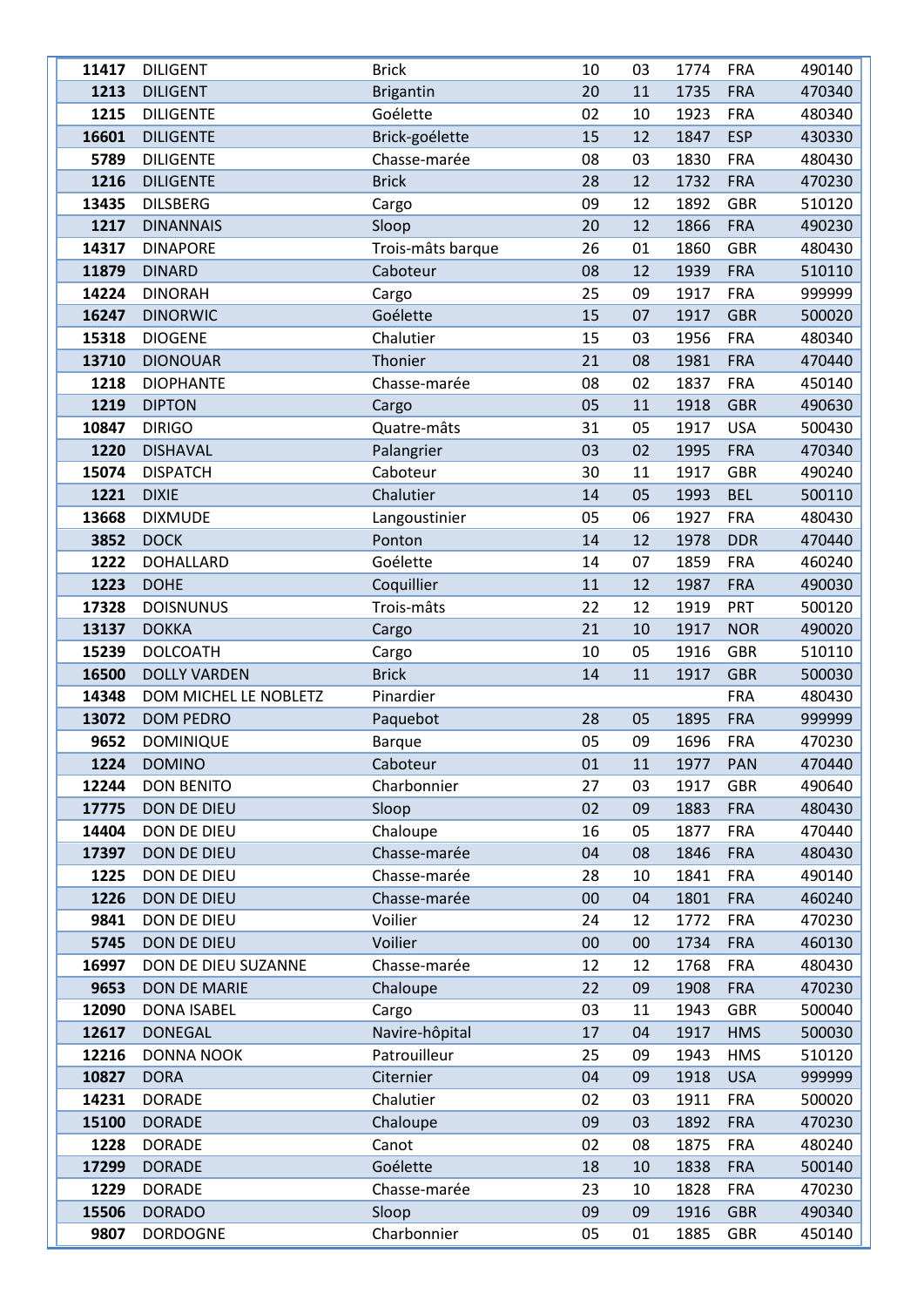| | | | | | | | |
|---|---|---|---|---|---|---|---|
| **11417** | DILIGENT | Brick | 10 | 03 | 1774 | FRA | 490140 |
| **1213** | DILIGENT | Brigantin | 20 | 11 | 1735 | FRA | 470340 |
| **1215** | DILIGENTE | Goélette | 02 | 10 | 1923 | FRA | 480340 |
| **16601** | DILIGENTE | Brick-goélette | 15 | 12 | 1847 | ESP | 430330 |
| **5789** | DILIGENTE | Chasse-marée | 08 | 03 | 1830 | FRA | 480430 |
| **1216** | DILIGENTE | Brick | 28 | 12 | 1732 | FRA | 470230 |
| **13435** | DILSBERG | Cargo | 09 | 12 | 1892 | GBR | 510120 |
| **1217** | DINANNAIS | Sloop | 20 | 12 | 1866 | FRA | 490230 |
| **14317** | DINAPORE | Trois-mâts barque | 26 | 01 | 1860 | GBR | 480430 |
| **11879** | DINARD | Caboteur | 08 | 12 | 1939 | FRA | 510110 |
| **14224** | DINORAH | Cargo | 25 | 09 | 1917 | FRA | 999999 |
| **16247** | DINORWIC | Goélette | 15 | 07 | 1917 | GBR | 500020 |
| **15318** | DIOGENE | Chalutier | 15 | 03 | 1956 | FRA | 480340 |
| **13710** | DIONOUAR | Thonier | 21 | 08 | 1981 | FRA | 470440 |
| **1218** | DIOPHANTE | Chasse-marée | 08 | 02 | 1837 | FRA | 450140 |
| **1219** | DIPTON | Cargo | 05 | 11 | 1918 | GBR | 490630 |
| **10847** | DIRIGO | Quatre-mâts | 31 | 05 | 1917 | USA | 500430 |
| **1220** | DISHAVAL | Palangrier | 03 | 02 | 1995 | FRA | 470340 |
| **15074** | DISPATCH | Caboteur | 30 | 11 | 1917 | GBR | 490240 |
| **1221** | DIXIE | Chalutier | 14 | 05 | 1993 | BEL | 500110 |
| **13668** | DIXMUDE | Langoustinier | 05 | 06 | 1927 | FRA | 480430 |
| **3852** | DOCK | Ponton | 14 | 12 | 1978 | DDR | 470440 |
| **1222** | DOHALLARD | Goélette | 14 | 07 | 1859 | FRA | 460240 |
| **1223** | DOHE | Coquillier | 11 | 12 | 1987 | FRA | 490030 |
| **17328** | DOISNUNUS | Trois-mâts | 22 | 12 | 1919 | PRT | 500120 |
| **13137** | DOKKA | Cargo | 21 | 10 | 1917 | NOR | 490020 |
| **15239** | DOLCOATH | Cargo | 10 | 05 | 1916 | GBR | 510110 |
| **16500** | DOLLY VARDEN | Brick | 14 | 11 | 1917 | GBR | 500030 |
| **14348** | DOM MICHEL LE NOBLETZ | Pinardier | | | | FRA | 480430 |
| **13072** | DOM PEDRO | Paquebot | 28 | 05 | 1895 | FRA | 999999 |
| **9652** | DOMINIQUE | Barque | 05 | 09 | 1696 | FRA | 470230 |
| **1224** | DOMINO | Caboteur | 01 | 11 | 1977 | PAN | 470440 |
| **12244** | DON BENITO | Charbonnier | 27 | 03 | 1917 | GBR | 490640 |
| **17775** | DON DE DIEU | Sloop | 02 | 09 | 1883 | FRA | 480430 |
| **14404** | DON DE DIEU | Chaloupe | 16 | 05 | 1877 | FRA | 470440 |
| **17397** | DON DE DIEU | Chasse-marée | 04 | 08 | 1846 | FRA | 480430 |
| **1225** | DON DE DIEU | Chasse-marée | 28 | 10 | 1841 | FRA | 490140 |
| **1226** | DON DE DIEU | Chasse-marée | 00 | 04 | 1801 | FRA | 460240 |
| **9841** | DON DE DIEU | Voilier | 24 | 12 | 1772 | FRA | 470230 |
| **5745** | DON DE DIEU | Voilier | 00 | 00 | 1734 | FRA | 460130 |
| **16997** | DON DE DIEU SUZANNE | Chasse-marée | 12 | 12 | 1768 | FRA | 480430 |
| **9653** | DON DE MARIE | Chaloupe | 22 | 09 | 1908 | FRA | 470230 |
| **12090** | DONA ISABEL | Cargo | 03 | 11 | 1943 | GBR | 500040 |
| **12617** | DONEGAL | Navire-hôpital | 17 | 04 | 1917 | HMS | 500030 |
| **12216** | DONNA NOOK | Patrouilleur | 25 | 09 | 1943 | HMS | 510120 |
| **10827** | DORA | Citernier | 04 | 09 | 1918 | USA | 999999 |
| **14231** | DORADE | Chalutier | 02 | 03 | 1911 | FRA | 500020 |
| **15100** | DORADE | Chaloupe | 09 | 03 | 1892 | FRA | 470230 |
| **1228** | DORADE | Canot | 02 | 08 | 1875 | FRA | 480240 |
| **17299** | DORADE | Goélette | 18 | 10 | 1838 | FRA | 500140 |
| **1229** | DORADE | Chasse-marée | 23 | 10 | 1828 | FRA | 470230 |
| **15506** | DORADO | Sloop | 09 | 09 | 1916 | GBR | 490340 |
| **9807** | DORDOGNE | Charbonnier | 05 | 01 | 1885 | GBR | 450140 |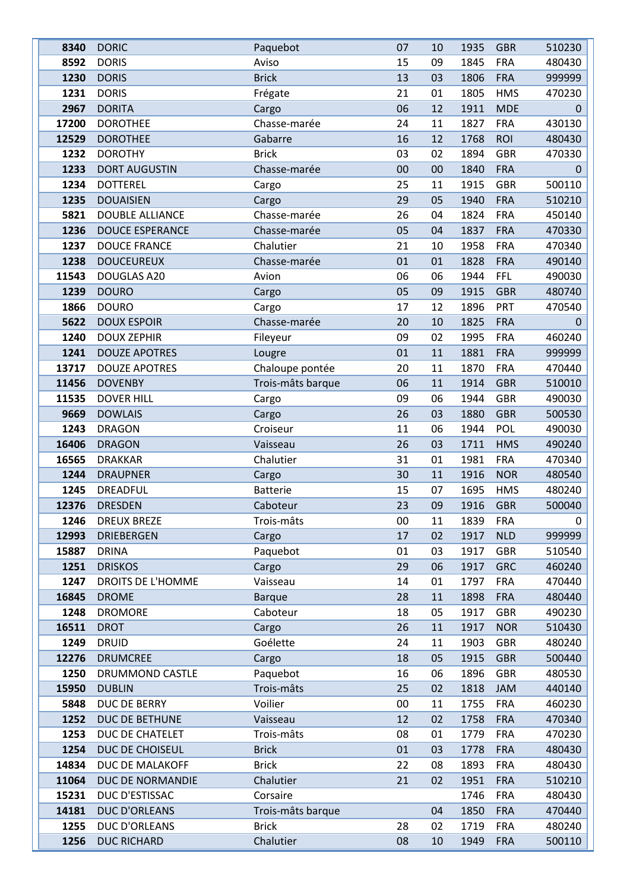| | | | | | | | |
|---|---|---|---|---|---|---|---|
| 8340 | DORIC | Paquebot | 07 | 10 | 1935 | GBR | 510230 |
| 8592 | DORIS | Aviso | 15 | 09 | 1845 | FRA | 480430 |
| 1230 | DORIS | Brick | 13 | 03 | 1806 | FRA | 999999 |
| 1231 | DORIS | Frégate | 21 | 01 | 1805 | HMS | 470230 |
| 2967 | DORITA | Cargo | 06 | 12 | 1911 | MDE | 0 |
| 17200 | DOROTHEE | Chasse-marée | 24 | 11 | 1827 | FRA | 430130 |
| 12529 | DOROTHEE | Gabarre | 16 | 12 | 1768 | ROI | 480430 |
| 1232 | DOROTHY | Brick | 03 | 02 | 1894 | GBR | 470330 |
| 1233 | DORT AUGUSTIN | Chasse-marée | 00 | 00 | 1840 | FRA | 0 |
| 1234 | DOTTEREL | Cargo | 25 | 11 | 1915 | GBR | 500110 |
| 1235 | DOUAISIEN | Cargo | 29 | 05 | 1940 | FRA | 510210 |
| 5821 | DOUBLE ALLIANCE | Chasse-marée | 26 | 04 | 1824 | FRA | 450140 |
| 1236 | DOUCE ESPERANCE | Chasse-marée | 05 | 04 | 1837 | FRA | 470330 |
| 1237 | DOUCE FRANCE | Chalutier | 21 | 10 | 1958 | FRA | 470340 |
| 1238 | DOUCEUREUX | Chasse-marée | 01 | 01 | 1828 | FRA | 490140 |
| 11543 | DOUGLAS A20 | Avion | 06 | 06 | 1944 | FFL | 490030 |
| 1239 | DOURO | Cargo | 05 | 09 | 1915 | GBR | 480740 |
| 1866 | DOURO | Cargo | 17 | 12 | 1896 | PRT | 470540 |
| 5622 | DOUX ESPOIR | Chasse-marée | 20 | 10 | 1825 | FRA | 0 |
| 1240 | DOUX ZEPHIR | Fileyeur | 09 | 02 | 1995 | FRA | 460240 |
| 1241 | DOUZE APOTRES | Lougre | 01 | 11 | 1881 | FRA | 999999 |
| 13717 | DOUZE APOTRES | Chaloupe pontée | 20 | 11 | 1870 | FRA | 470440 |
| 11456 | DOVENBY | Trois-mâts barque | 06 | 11 | 1914 | GBR | 510010 |
| 11535 | DOVER HILL | Cargo | 09 | 06 | 1944 | GBR | 490030 |
| 9669 | DOWLAIS | Cargo | 26 | 03 | 1880 | GBR | 500530 |
| 1243 | DRAGON | Croiseur | 11 | 06 | 1944 | POL | 490030 |
| 16406 | DRAGON | Vaisseau | 26 | 03 | 1711 | HMS | 490240 |
| 16565 | DRAKKAR | Chalutier | 31 | 01 | 1981 | FRA | 470340 |
| 1244 | DRAUPNER | Cargo | 30 | 11 | 1916 | NOR | 480540 |
| 1245 | DREADFUL | Batterie | 15 | 07 | 1695 | HMS | 480240 |
| 12376 | DRESDEN | Caboteur | 23 | 09 | 1916 | GBR | 500040 |
| 1246 | DREUX BREZE | Trois-mâts | 00 | 11 | 1839 | FRA | 0 |
| 12993 | DRIEBERGEN | Cargo | 17 | 02 | 1917 | NLD | 999999 |
| 15887 | DRINA | Paquebot | 01 | 03 | 1917 | GBR | 510540 |
| 1251 | DRISKOS | Cargo | 29 | 06 | 1917 | GRC | 460240 |
| 1247 | DROITS DE L'HOMME | Vaisseau | 14 | 01 | 1797 | FRA | 470440 |
| 16845 | DROME | Barque | 28 | 11 | 1898 | FRA | 480440 |
| 1248 | DROMORE | Caboteur | 18 | 05 | 1917 | GBR | 490230 |
| 16511 | DROT | Cargo | 26 | 11 | 1917 | NOR | 510430 |
| 1249 | DRUID | Goélette | 24 | 11 | 1903 | GBR | 480240 |
| 12276 | DRUMCREE | Cargo | 18 | 05 | 1915 | GBR | 500440 |
| 1250 | DRUMMOND CASTLE | Paquebot | 16 | 06 | 1896 | GBR | 480530 |
| 15950 | DUBLIN | Trois-mâts | 25 | 02 | 1818 | JAM | 440140 |
| 5848 | DUC DE BERRY | Voilier | 00 | 11 | 1755 | FRA | 460230 |
| 1252 | DUC DE BETHUNE | Vaisseau | 12 | 02 | 1758 | FRA | 470340 |
| 1253 | DUC DE CHATELET | Trois-mâts | 08 | 01 | 1779 | FRA | 470230 |
| 1254 | DUC DE CHOISEUL | Brick | 01 | 03 | 1778 | FRA | 480430 |
| 14834 | DUC DE MALAKOFF | Brick | 22 | 08 | 1893 | FRA | 480430 |
| 11064 | DUC DE NORMANDIE | Chalutier | 21 | 02 | 1951 | FRA | 510210 |
| 15231 | DUC D'ESTISSAC | Corsaire | | | 1746 | FRA | 480430 |
| 14181 | DUC D'ORLEANS | Trois-mâts barque | | 04 | 1850 | FRA | 470440 |
| 1255 | DUC D'ORLEANS | Brick | 28 | 02 | 1719 | FRA | 480240 |
| 1256 | DUC RICHARD | Chalutier | 08 | 10 | 1949 | FRA | 500110 |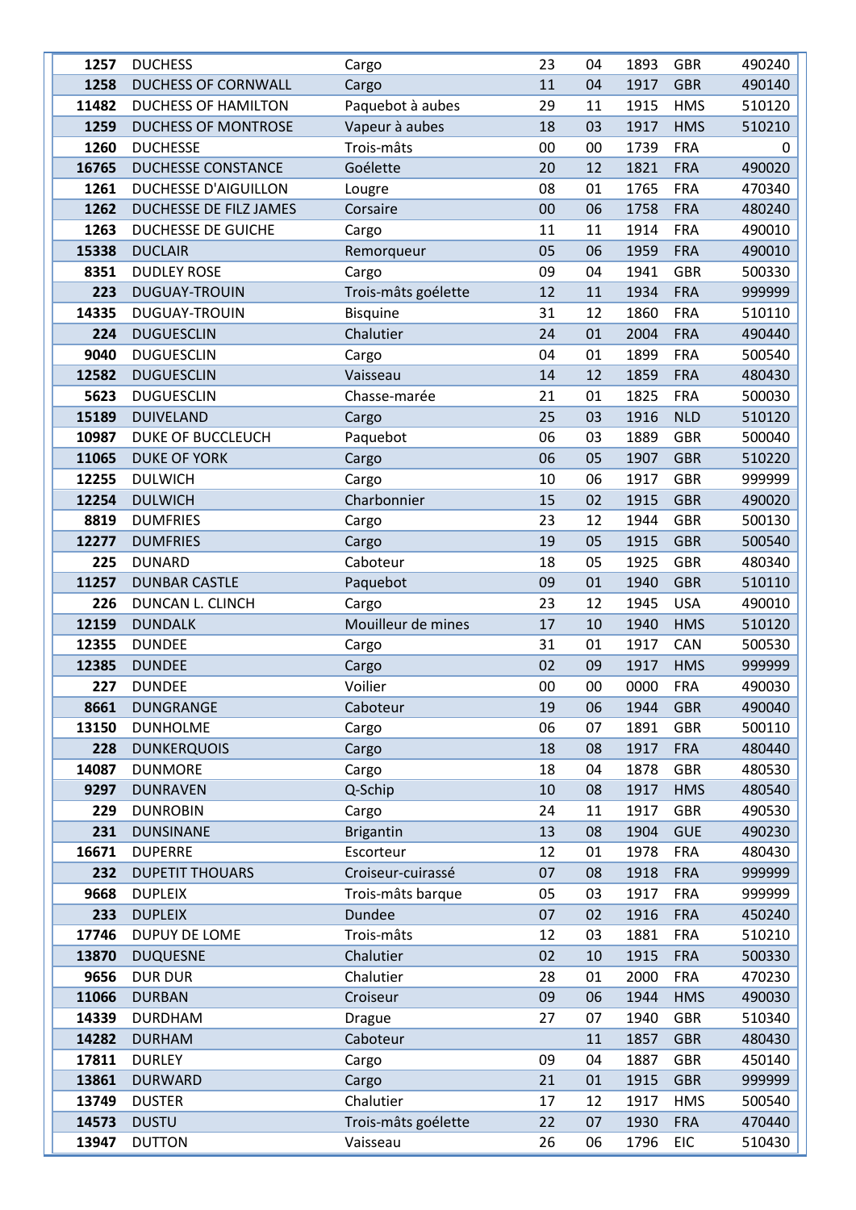| | | | | | | | |
|---|---|---|---|---|---|---|---|
| 1257 | DUCHESS | Cargo | 23 | 04 | 1893 | GBR | 490240 |
| 1258 | DUCHESS OF CORNWALL | Cargo | 11 | 04 | 1917 | GBR | 490140 |
| 11482 | DUCHESS OF HAMILTON | Paquebot à aubes | 29 | 11 | 1915 | HMS | 510120 |
| 1259 | DUCHESS OF MONTROSE | Vapeur à aubes | 18 | 03 | 1917 | HMS | 510210 |
| 1260 | DUCHESSE | Trois-mâts | 00 | 00 | 1739 | FRA | 0 |
| 16765 | DUCHESSE CONSTANCE | Goélette | 20 | 12 | 1821 | FRA | 490020 |
| 1261 | DUCHESSE D'AIGUILLON | Lougre | 08 | 01 | 1765 | FRA | 470340 |
| 1262 | DUCHESSE DE FILZ JAMES | Corsaire | 00 | 06 | 1758 | FRA | 480240 |
| 1263 | DUCHESSE DE GUICHE | Cargo | 11 | 11 | 1914 | FRA | 490010 |
| 15338 | DUCLAIR | Remorqueur | 05 | 06 | 1959 | FRA | 490010 |
| 8351 | DUDLEY ROSE | Cargo | 09 | 04 | 1941 | GBR | 500330 |
| 223 | DUGUAY-TROUIN | Trois-mâts goélette | 12 | 11 | 1934 | FRA | 999999 |
| 14335 | DUGUAY-TROUIN | Bisquine | 31 | 12 | 1860 | FRA | 510110 |
| 224 | DUGUESCLIN | Chalutier | 24 | 01 | 2004 | FRA | 490440 |
| 9040 | DUGUESCLIN | Cargo | 04 | 01 | 1899 | FRA | 500540 |
| 12582 | DUGUESCLIN | Vaisseau | 14 | 12 | 1859 | FRA | 480430 |
| 5623 | DUGUESCLIN | Chasse-marée | 21 | 01 | 1825 | FRA | 500030 |
| 15189 | DUIVELAND | Cargo | 25 | 03 | 1916 | NLD | 510120 |
| 10987 | DUKE OF BUCCLEUCH | Paquebot | 06 | 03 | 1889 | GBR | 500040 |
| 11065 | DUKE OF YORK | Cargo | 06 | 05 | 1907 | GBR | 510220 |
| 12255 | DULWICH | Cargo | 10 | 06 | 1917 | GBR | 999999 |
| 12254 | DULWICH | Charbonnier | 15 | 02 | 1915 | GBR | 490020 |
| 8819 | DUMFRIES | Cargo | 23 | 12 | 1944 | GBR | 500130 |
| 12277 | DUMFRIES | Cargo | 19 | 05 | 1915 | GBR | 500540 |
| 225 | DUNARD | Caboteur | 18 | 05 | 1925 | GBR | 480340 |
| 11257 | DUNBAR CASTLE | Paquebot | 09 | 01 | 1940 | GBR | 510110 |
| 226 | DUNCAN L. CLINCH | Cargo | 23 | 12 | 1945 | USA | 490010 |
| 12159 | DUNDALK | Mouilleur de mines | 17 | 10 | 1940 | HMS | 510120 |
| 12355 | DUNDEE | Cargo | 31 | 01 | 1917 | CAN | 500530 |
| 12385 | DUNDEE | Cargo | 02 | 09 | 1917 | HMS | 999999 |
| 227 | DUNDEE | Voilier | 00 | 00 | 0000 | FRA | 490030 |
| 8661 | DUNGRANGE | Caboteur | 19 | 06 | 1944 | GBR | 490040 |
| 13150 | DUNHOLME | Cargo | 06 | 07 | 1891 | GBR | 500110 |
| 228 | DUNKERQUOIS | Cargo | 18 | 08 | 1917 | FRA | 480440 |
| 14087 | DUNMORE | Cargo | 18 | 04 | 1878 | GBR | 480530 |
| 9297 | DUNRAVEN | Q-Schip | 10 | 08 | 1917 | HMS | 480540 |
| 229 | DUNROBIN | Cargo | 24 | 11 | 1917 | GBR | 490530 |
| 231 | DUNSINANE | Brigantin | 13 | 08 | 1904 | GUE | 490230 |
| 16671 | DUPERRE | Escorteur | 12 | 01 | 1978 | FRA | 480430 |
| 232 | DUPETIT THOUARS | Croiseur-cuirassé | 07 | 08 | 1918 | FRA | 999999 |
| 9668 | DUPLEIX | Trois-mâts barque | 05 | 03 | 1917 | FRA | 999999 |
| 233 | DUPLEIX | Dundee | 07 | 02 | 1916 | FRA | 450240 |
| 17746 | DUPUY DE LOME | Trois-mâts | 12 | 03 | 1881 | FRA | 510210 |
| 13870 | DUQUESNE | Chalutier | 02 | 10 | 1915 | FRA | 500330 |
| 9656 | DUR DUR | Chalutier | 28 | 01 | 2000 | FRA | 470230 |
| 11066 | DURBAN | Croiseur | 09 | 06 | 1944 | HMS | 490030 |
| 14339 | DURDHAM | Drague | 27 | 07 | 1940 | GBR | 510340 |
| 14282 | DURHAM | Caboteur | | 11 | 1857 | GBR | 480430 |
| 17811 | DURLEY | Cargo | 09 | 04 | 1887 | GBR | 450140 |
| 13861 | DURWARD | Cargo | 21 | 01 | 1915 | GBR | 999999 |
| 13749 | DUSTER | Chalutier | 17 | 12 | 1917 | HMS | 500540 |
| 14573 | DUSTU | Trois-mâts goélette | 22 | 07 | 1930 | FRA | 470440 |
| 13947 | DUTTON | Vaisseau | 26 | 06 | 1796 | EIC | 510430 |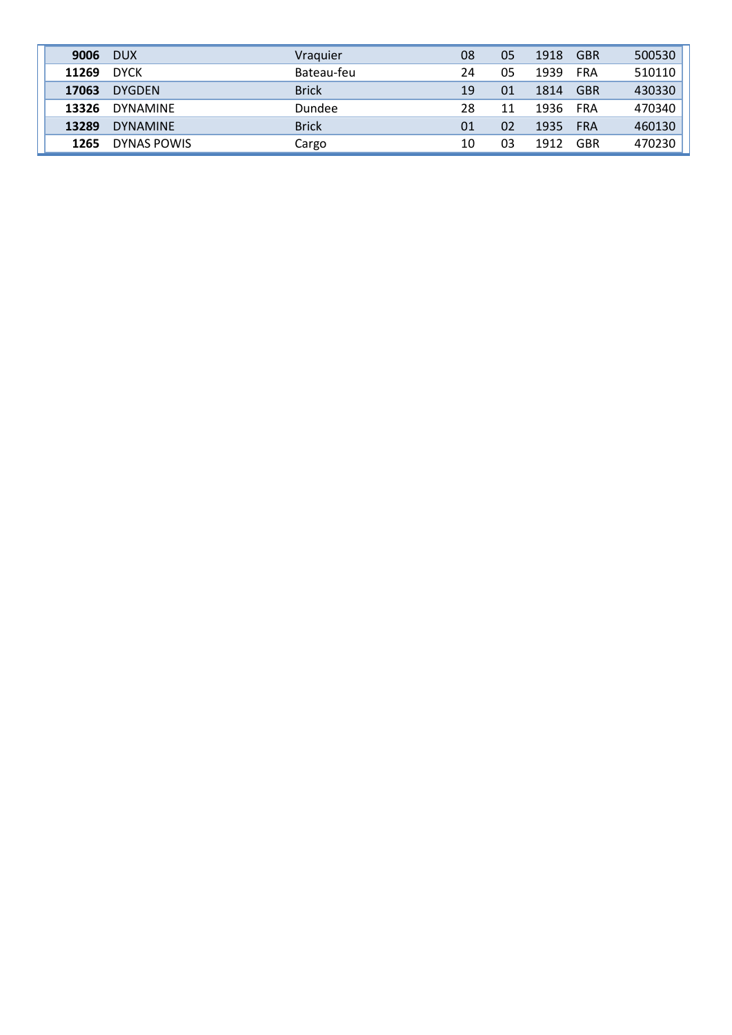| | | | | | | | |
|---|---|---|---|---|---|---|---|
| **9006** | DUX | Vraquier | 08 | 05 | 1918 | GBR | 500530 |
| **11269** | DYCK | Bateau-feu | 24 | 05 | 1939 | FRA | 510110 |
| **17063** | DYGDEN | Brick | 19 | 01 | 1814 | GBR | 430330 |
| **13326** | DYNAMINE | Dundee | 28 | 11 | 1936 | FRA | 470340 |
| **13289** | DYNAMINE | Brick | 01 | 02 | 1935 | FRA | 460130 |
| **1265** | DYNAS POWIS | Cargo | 10 | 03 | 1912 | GBR | 470230 |